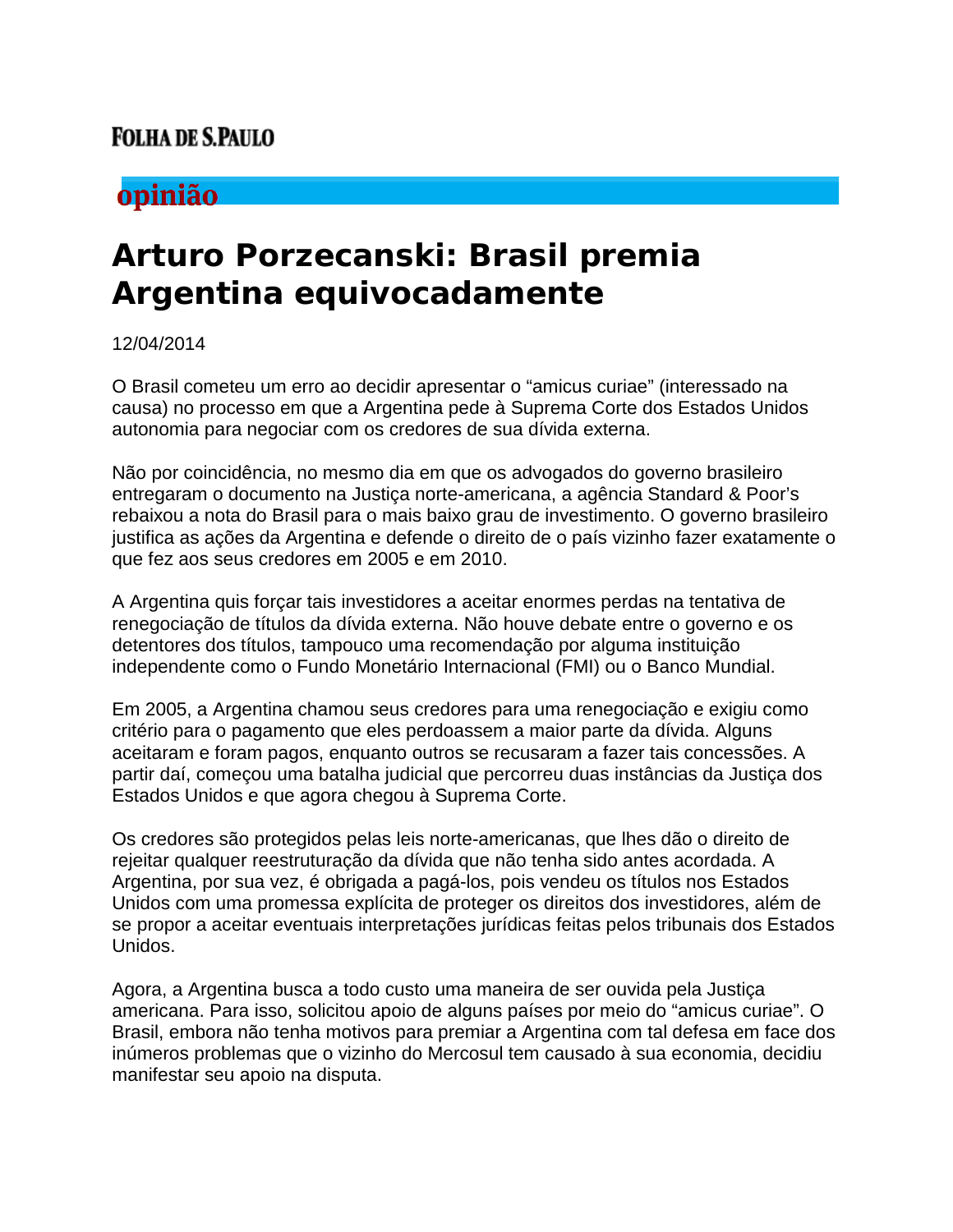FOLHA DE S.PAULO

**opinião**

# Arturo Porzecanski: Brasil premia Argentina equivocadamente

12/04/2014

O Brasil cometeu um erro ao decidir apresentar o “amicus curiae” (interessado na causa) no processo em que a Argentina pede à Suprema Corte dos Estados Unidos autonomia para negociar com os credores de sua dívida externa.

Não por coincidência, no mesmo dia em que os advogados do governo brasileiro entregaram o documento na Justiça norte-americana, a agência Standard & Poor’s rebaixou a nota do Brasil para o mais baixo grau de investimento. O governo brasileiro justifica as ações da Argentina e defende o direito de o país vizinho fazer exatamente o que fez aos seus credores em 2005 e em 2010.

A Argentina quis forçar tais investidores a aceitar enormes perdas na tentativa de renegociação de títulos da dívida externa. Não houve debate entre o governo e os detentores dos títulos, tampouco uma recomendação por alguma instituição independente como o Fundo Monetário Internacional (FMI) ou o Banco Mundial.

Em 2005, a Argentina chamou seus credores para uma renegociação e exigiu como critério para o pagamento que eles perdoassem a maior parte da dívida. Alguns aceitaram e foram pagos, enquanto outros se recusaram a fazer tais concessões. A partir daí, começou uma batalha judicial que percorreu duas instâncias da Justiça dos Estados Unidos e que agora chegou à Suprema Corte.

Os credores são protegidos pelas leis norte-americanas, que lhes dão o direito de rejeitar qualquer reestruturação da dívida que não tenha sido antes acordada. A Argentina, por sua vez, é obrigada a pagá-los, pois vendeu os títulos nos Estados Unidos com uma promessa explícita de proteger os direitos dos investidores, além de se propor a aceitar eventuais interpretações jurídicas feitas pelos tribunais dos Estados Unidos.

Agora, a Argentina busca a todo custo uma maneira de ser ouvida pela Justiça americana. Para isso, solicitou apoio de alguns países por meio do “amicus curiae”. O Brasil, embora não tenha motivos para premiar a Argentina com tal defesa em face dos inúmeros problemas que o vizinho do Mercosul tem causado à sua economia, decidiu manifestar seu apoio na disputa.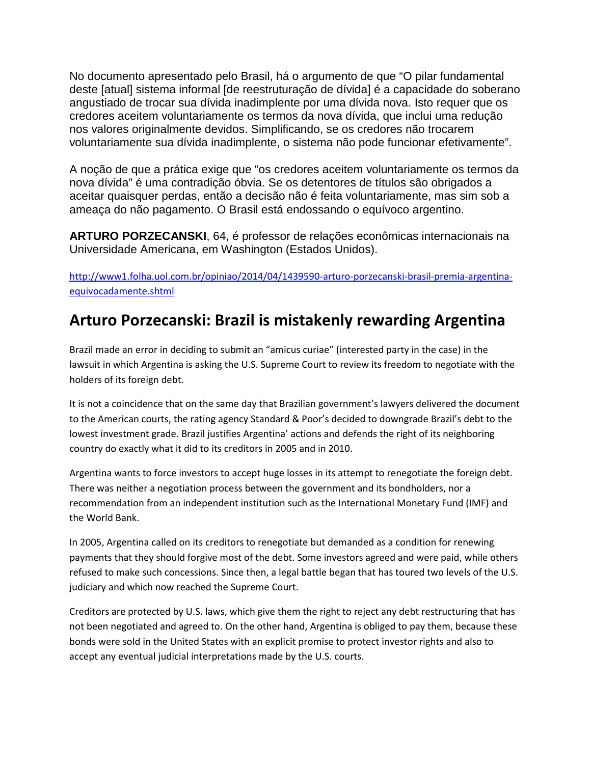No documento apresentado pelo Brasil, há o argumento de que "O pilar fundamental deste [atual] sistema informal [de reestruturação de dívida] é a capacidade do soberano angustiado de trocar sua dívida inadimplente por uma dívida nova. Isto requer que os credores aceitem voluntariamente os termos da nova dívida, que inclui uma redução nos valores originalmente devidos. Simplificando, se os credores não trocarem voluntariamente sua dívida inadimplente, o sistema não pode funcionar efetivamente".

A noção de que a prática exige que "os credores aceitem voluntariamente os termos da nova dívida" é uma contradição óbvia. Se os detentores de títulos são obrigados a aceitar quaisquer perdas, então a decisão não é feita voluntariamente, mas sim sob a ameaça do não pagamento. O Brasil está endossando o equívoco argentino.

**ARTURO PORZECANSKI**, 64, é professor de relações econômicas internacionais na Universidade Americana, em Washington (Estados Unidos).

http://www1.folha.uol.com.br/opiniao/2014/04/1439590-arturo-porzecanski-brasil-premia-argentina-equivocadamente.shtml

## Arturo Porzecanski: Brazil is mistakenly rewarding Argentina

Brazil made an error in deciding to submit an "amicus curiae" (interested party in the case) in the lawsuit in which Argentina is asking the U.S. Supreme Court to review its freedom to negotiate with the holders of its foreign debt.

It is not a coincidence that on the same day that Brazilian government's lawyers delivered the document to the American courts, the rating agency Standard & Poor's decided to downgrade Brazil's debt to the lowest investment grade. Brazil justifies Argentina' actions and defends the right of its neighboring country do exactly what it did to its creditors in 2005 and in 2010.

Argentina wants to force investors to accept huge losses in its attempt to renegotiate the foreign debt. There was neither a negotiation process between the government and its bondholders, nor a recommendation from an independent institution such as the International Monetary Fund (IMF) and the World Bank.

In 2005, Argentina called on its creditors to renegotiate but demanded as a condition for renewing payments that they should forgive most of the debt. Some investors agreed and were paid, while others refused to make such concessions. Since then, a legal battle began that has toured two levels of the U.S. judiciary and which now reached the Supreme Court.

Creditors are protected by U.S. laws, which give them the right to reject any debt restructuring that has not been negotiated and agreed to. On the other hand, Argentina is obliged to pay them, because these bonds were sold in the United States with an explicit promise to protect investor rights and also to accept any eventual judicial interpretations made by the U.S. courts.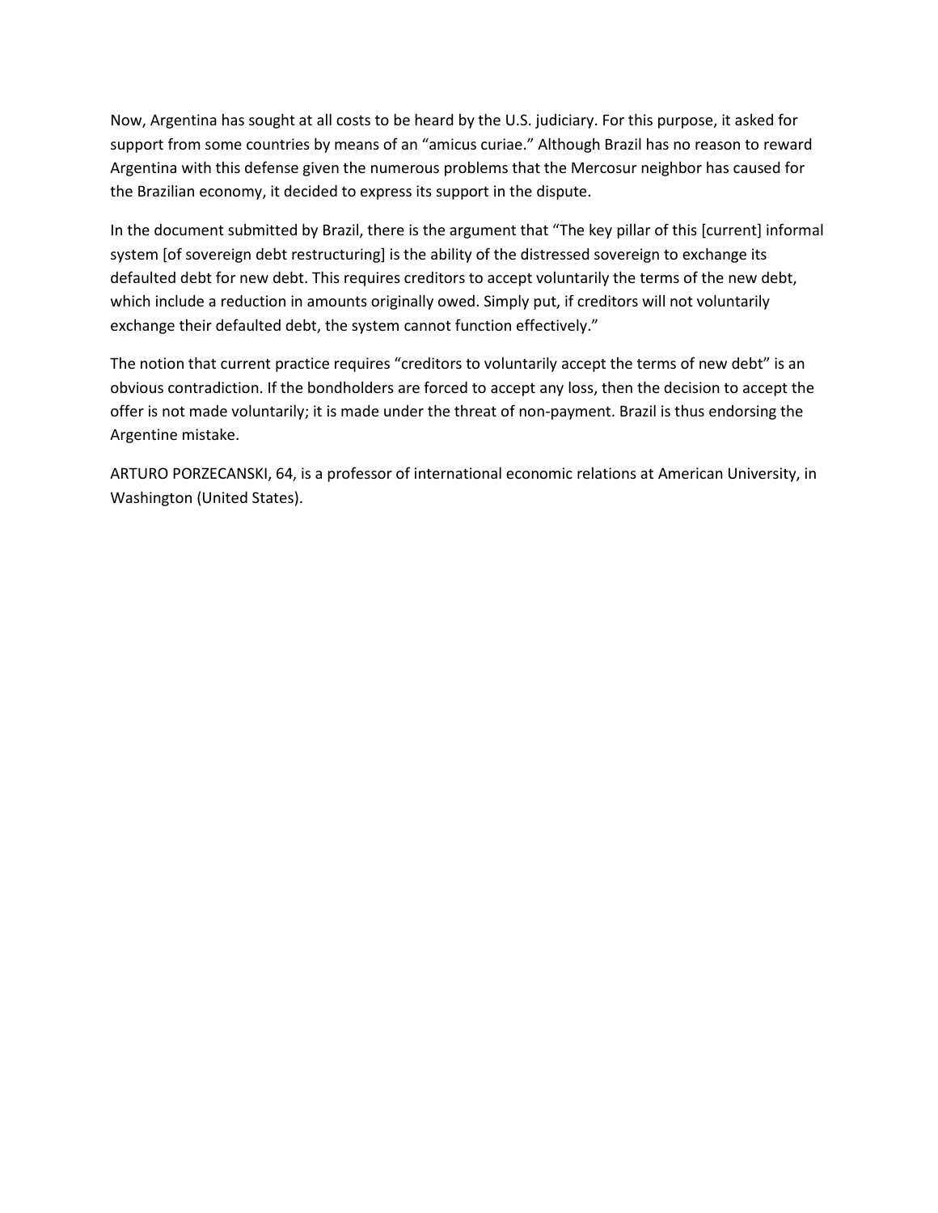Now, Argentina has sought at all costs to be heard by the U.S. judiciary. For this purpose, it asked for support from some countries by means of an "amicus curiae." Although Brazil has no reason to reward Argentina with this defense given the numerous problems that the Mercosur neighbor has caused for the Brazilian economy, it decided to express its support in the dispute.

In the document submitted by Brazil, there is the argument that "The key pillar of this [current] informal system [of sovereign debt restructuring] is the ability of the distressed sovereign to exchange its defaulted debt for new debt. This requires creditors to accept voluntarily the terms of the new debt, which include a reduction in amounts originally owed. Simply put, if creditors will not voluntarily exchange their defaulted debt, the system cannot function effectively."

The notion that current practice requires "creditors to voluntarily accept the terms of new debt" is an obvious contradiction. If the bondholders are forced to accept any loss, then the decision to accept the offer is not made voluntarily; it is made under the threat of non-payment. Brazil is thus endorsing the Argentine mistake.

ARTURO PORZECANSKI, 64, is a professor of international economic relations at American University, in Washington (United States).